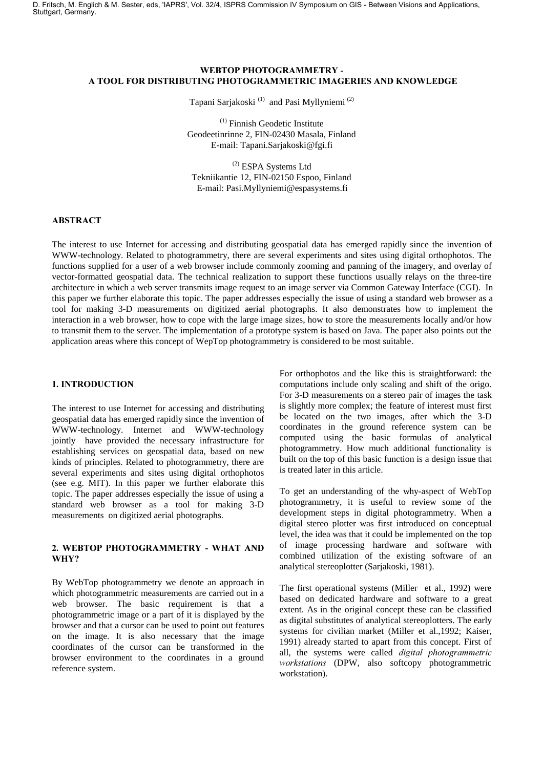# WEBTOP PHOTOGRAMMETRY - A TOOL FOR DISTRIBUTING PHOTOGRAMMETRIC IMAGERIES AND KNOWLEDGE

Tapani Sarjakoski [1] and Pasi Myllyniemi [2]

[1] Finnish Geodetic Institute
Geodeetinrinne 2, FIN-02430 Masala, Finland
E-mail: Tapani.Sarjakoski@fgi.fi

[2] ESPA Systems Ltd
Tekniikantie 12, FIN-02150 Espoo, Finland
E-mail: Pasi.Myllyniemi@espasystems.fi

## ABSTRACT

The interest to use Internet for accessing and distributing geospatial data has emerged rapidly since the invention of WWW-technology. Related to photogrammetry, there are several experiments and sites using digital orthophotos. The functions supplied for a user of a web browser include commonly zooming and panning of the imagery, and overlay of vector-formatted geospatial data. The technical realization to support these functions usually relays on the three-tire architecture in which a web server transmits image request to an image server via Common Gateway Interface (CGI). In this paper we further elaborate this topic. The paper addresses especially the issue of using a standard web browser as a tool for making 3-D measurements on digitized aerial photographs. It also demonstrates how to implement the interaction in a web browser, how to cope with the large image sizes, how to store the measurements locally and/or how to transmit them to the server. The implementation of a prototype system is based on Java. The paper also points out the application areas where this concept of WepTop photogrammetry is considered to be most suitable.

## 1. INTRODUCTION

The interest to use Internet for accessing and distributing geospatial data has emerged rapidly since the invention of WWW-technology. Internet and WWW-technology jointly have provided the necessary infrastructure for establishing services on geospatial data, based on new kinds of principles. Related to photogrammetry, there are several experiments and sites using digital orthophotos (see e.g. MIT). In this paper we further elaborate this topic. The paper addresses especially the issue of using a standard web browser as a tool for making 3-D measurements on digitized aerial photographs.

## 2. WEBTOP PHOTOGRAMMETRY - WHAT AND WHY?

By WebTop photogrammetry we denote an approach in which photogrammetric measurements are carried out in a web browser. The basic requirement is that a photogrammetric image or a part of it is displayed by the browser and that a cursor can be used to point out features on the image. It is also necessary that the image coordinates of the cursor can be transformed in the browser environment to the coordinates in a ground reference system.

For orthophotos and the like this is straightforward: the computations include only scaling and shift of the origo. For 3-D measurements on a stereo pair of images the task is slightly more complex; the feature of interest must first be located on the two images, after which the 3-D coordinates in the ground reference system can be computed using the basic formulas of analytical photogrammetry. How much additional functionality is built on the top of this basic function is a design issue that is treated later in this article.

To get an understanding of the why-aspect of WebTop photogrammetry, it is useful to review some of the development steps in digital photogrammetry. When a digital stereo plotter was first introduced on conceptual level, the idea was that it could be implemented on the top of image processing hardware and software with combined utilization of the existing software of an analytical stereoplotter (Sarjakoski, 1981).

The first operational systems (Miller et al., 1992) were based on dedicated hardware and software to a great extent. As in the original concept these can be classified as digital substitutes of analytical stereoplotters. The early systems for civilian market (Miller et al.,1992; Kaiser, 1991) already started to apart from this concept. First of all, the systems were called *digital photogrammetric workstations* (DPW, also softcopy photogrammetric workstation).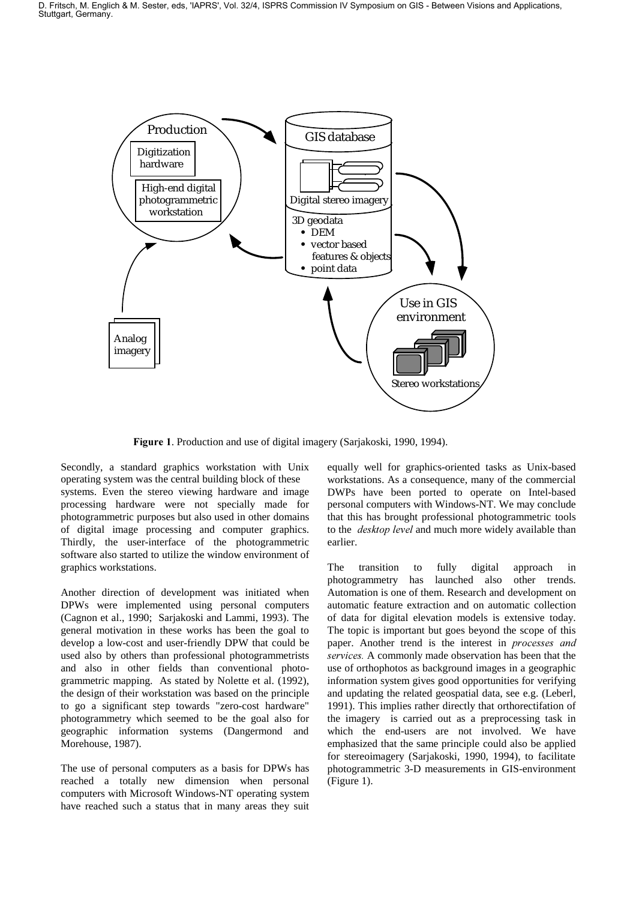**Figure 1**. Production and use of digital imagery (Sarjakoski, 1990, 1994).

Secondly, a standard graphics workstation with Unix operating system was the central building block of these systems. Even the stereo viewing hardware and image processing hardware were not specially made for photogrammetric purposes but also used in other domains of digital image processing and computer graphics. Thirdly, the user-interface of the photogrammetric software also started to utilize the window environment of graphics workstations.

Another direction of development was initiated when DPWs were implemented using personal computers (Cagnon et al., 1990; Sarjakoski and Lammi, 1993). The general motivation in these works has been the goal to develop a low-cost and user-friendly DPW that could be used also by others than professional photogrammetrists and also in other fields than conventional photogrammetric mapping. As stated by Nolette et al. (1992), the design of their workstation was based on the principle to go a significant step towards "zero-cost hardware" photogrammetry which seemed to be the goal also for geographic information systems (Dangermond and Morehouse, 1987).

The use of personal computers as a basis for DPWs has reached a totally new dimension when personal computers with Microsoft Windows-NT operating system have reached such a status that in many areas they suit equally well for graphics-oriented tasks as Unix-based workstations. As a consequence, many of the commercial DWPs have been ported to operate on Intel-based personal computers with Windows-NT. We may conclude that this has brought professional photogrammetric tools to the *desktop level* and much more widely available than earlier.

The transition to fully digital approach in photogrammetry has launched also other trends. Automation is one of them. Research and development on automatic feature extraction and on automatic collection of data for digital elevation models is extensive today. The topic is important but goes beyond the scope of this paper. Another trend is the interest in *processes and services.* A commonly made observation has been that the use of orthophotos as background images in a geographic information system gives good opportunities for verifying and updating the related geospatial data, see e.g. (Leberl, 1991). This implies rather directly that orthorectifation of the imagery is carried out as a preprocessing task in which the end-users are not involved. We have emphasized that the same principle could also be applied for stereoimagery (Sarjakoski, 1990, 1994), to facilitate photogrammetric 3-D measurements in GIS-environment (Figure 1).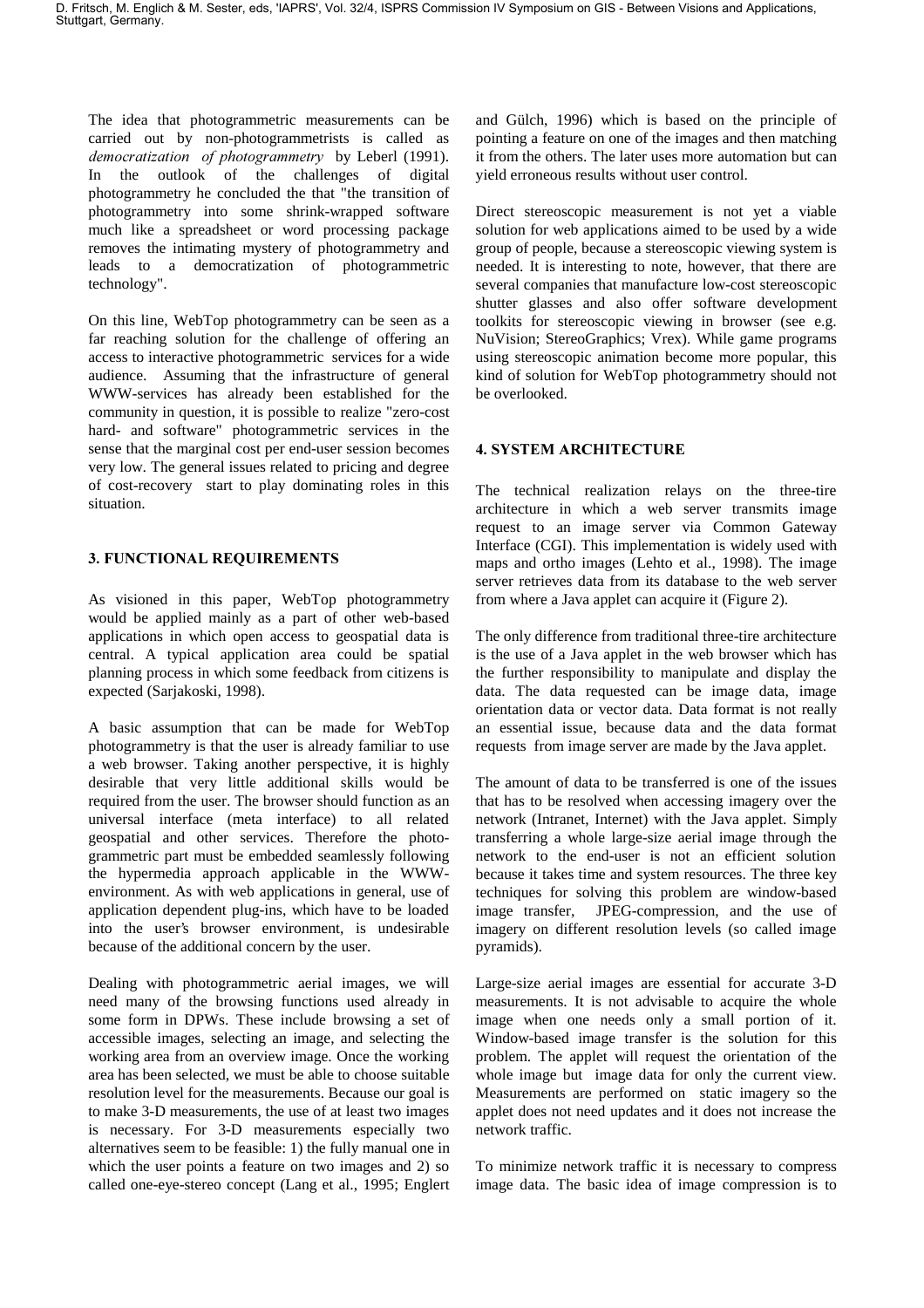The idea that photogrammetric measurements can be carried out by non-photogrammetrists is called as *democratization of photogrammetry* by Leberl (1991). In the outlook of the challenges of digital photogrammetry he concluded the that "the transition of photogrammetry into some shrink-wrapped software much like a spreadsheet or word processing package removes the intimating mystery of photogrammetry and leads to a democratization of photogrammetric technology".

On this line, WebTop photogrammetry can be seen as a far reaching solution for the challenge of offering an access to interactive photogrammetric services for a wide audience. Assuming that the infrastructure of general WWW-services has already been established for the community in question, it is possible to realize "zero-cost hard- and software" photogrammetric services in the sense that the marginal cost per end-user session becomes very low. The general issues related to pricing and degree of cost-recovery start to play dominating roles in this situation.

## 3. FUNCTIONAL REQUIREMENTS

As visioned in this paper, WebTop photogrammetry would be applied mainly as a part of other web-based applications in which open access to geospatial data is central. A typical application area could be spatial planning process in which some feedback from citizens is expected (Sarjakoski, 1998).

A basic assumption that can be made for WebTop photogrammetry is that the user is already familiar to use a web browser. Taking another perspective, it is highly desirable that very little additional skills would be required from the user. The browser should function as an universal interface (meta interface) to all related geospatial and other services. Therefore the photogrammetric part must be embedded seamlessly following the hypermedia approach applicable in the WWW-environment. As with web applications in general, use of application dependent plug-ins, which have to be loaded into the user's browser environment, is undesirable because of the additional concern by the user.

Dealing with photogrammetric aerial images, we will need many of the browsing functions used already in some form in DPWs. These include browsing a set of accessible images, selecting an image, and selecting the working area from an overview image. Once the working area has been selected, we must be able to choose suitable resolution level for the measurements. Because our goal is to make 3-D measurements, the use of at least two images is necessary. For 3-D measurements especially two alternatives seem to be feasible: 1) the fully manual one in which the user points a feature on two images and 2) so called one-eye-stereo concept (Lang et al., 1995; Englert and Gülch, 1996) which is based on the principle of pointing a feature on one of the images and then matching it from the others. The later uses more automation but can yield erroneous results without user control.

Direct stereoscopic measurement is not yet a viable solution for web applications aimed to be used by a wide group of people, because a stereoscopic viewing system is needed. It is interesting to note, however, that there are several companies that manufacture low-cost stereoscopic shutter glasses and also offer software development toolkits for stereoscopic viewing in browser (see e.g. NuVision; StereoGraphics; Vrex). While game programs using stereoscopic animation become more popular, this kind of solution for WebTop photogrammetry should not be overlooked.

## 4. SYSTEM ARCHITECTURE

The technical realization relays on the three-tire architecture in which a web server transmits image request to an image server via Common Gateway Interface (CGI). This implementation is widely used with maps and ortho images (Lehto et al., 1998). The image server retrieves data from its database to the web server from where a Java applet can acquire it (Figure 2).

The only difference from traditional three-tire architecture is the use of a Java applet in the web browser which has the further responsibility to manipulate and display the data. The data requested can be image data, image orientation data or vector data. Data format is not really an essential issue, because data and the data format requests from image server are made by the Java applet.

The amount of data to be transferred is one of the issues that has to be resolved when accessing imagery over the network (Intranet, Internet) with the Java applet. Simply transferring a whole large-size aerial image through the network to the end-user is not an efficient solution because it takes time and system resources. The three key techniques for solving this problem are window-based image transfer, JPEG-compression, and the use of imagery on different resolution levels (so called image pyramids).

Large-size aerial images are essential for accurate 3-D measurements. It is not advisable to acquire the whole image when one needs only a small portion of it. Window-based image transfer is the solution for this problem. The applet will request the orientation of the whole image but image data for only the current view. Measurements are performed on static imagery so the applet does not need updates and it does not increase the network traffic.

To minimize network traffic it is necessary to compress image data. The basic idea of image compression is to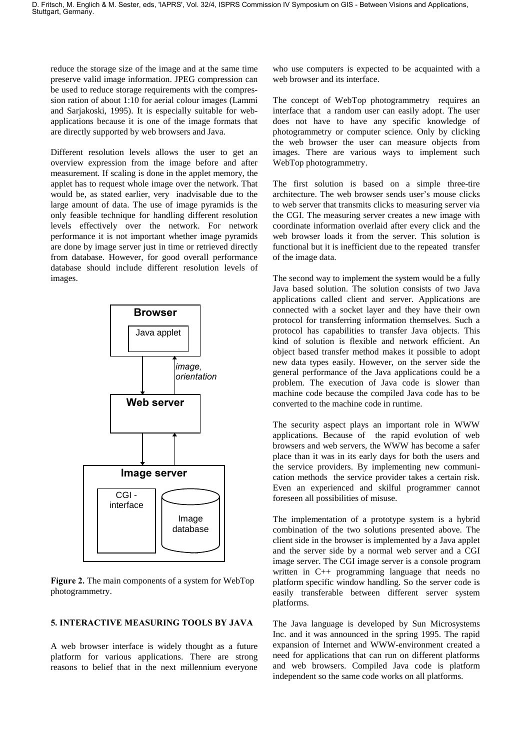reduce the storage size of the image and at the same time preserve valid image information. JPEG compression can be used to reduce storage requirements with the compression ration of about 1:10 for aerial colour images (Lammi and Sarjakoski, 1995). It is especially suitable for web-applications because it is one of the image formats that are directly supported by web browsers and Java.

Different resolution levels allows the user to get an overview expression from the image before and after measurement. If scaling is done in the applet memory, the applet has to request whole image over the network. That would be, as stated earlier, very inadvisable due to the large amount of data. The use of image pyramids is the only feasible technique for handling different resolution levels effectively over the network. For network performance it is not important whether image pyramids are done by image server just in time or retrieved directly from database. However, for good overall performance database should include different resolution levels of images.

**Figure 2.** The main components of a system for WebTop photogrammetry.

## 5. INTERACTIVE MEASURING TOOLS BY JAVA

A web browser interface is widely thought as a future platform for various applications. There are strong reasons to belief that in the next millennium everyone who use computers is expected to be acquainted with a web browser and its interface.

The concept of WebTop photogrammetry requires an interface that a random user can easily adopt. The user does not have to have any specific knowledge of photogrammetry or computer science. Only by clicking the web browser the user can measure objects from images. There are various ways to implement such WebTop photogrammetry.

The first solution is based on a simple three-tire architecture. The web browser sends user's mouse clicks to web server that transmits clicks to measuring server via the CGI. The measuring server creates a new image with coordinate information overlaid after every click and the web browser loads it from the server. This solution is functional but it is inefficient due to the repeated transfer of the image data.

The second way to implement the system would be a fully Java based solution. The solution consists of two Java applications called client and server. Applications are connected with a socket layer and they have their own protocol for transferring information themselves. Such a protocol has capabilities to transfer Java objects. This kind of solution is flexible and network efficient. An object based transfer method makes it possible to adopt new data types easily. However, on the server side the general performance of the Java applications could be a problem. The execution of Java code is slower than machine code because the compiled Java code has to be converted to the machine code in runtime.

The security aspect plays an important role in WWW applications. Because of the rapid evolution of web browsers and web servers, the WWW has become a safer place than it was in its early days for both the users and the service providers. By implementing new communication methods the service provider takes a certain risk. Even an experienced and skilful programmer cannot foreseen all possibilities of misuse.

The implementation of a prototype system is a hybrid combination of the two solutions presented above. The client side in the browser is implemented by a Java applet and the server side by a normal web server and a CGI image server. The CGI image server is a console program written in C++ programming language that needs no platform specific window handling. So the server code is easily transferable between different server system platforms.

The Java language is developed by Sun Microsystems Inc. and it was announced in the spring 1995. The rapid expansion of Internet and WWW-environment created a need for applications that can run on different platforms and web browsers. Compiled Java code is platform independent so the same code works on all platforms.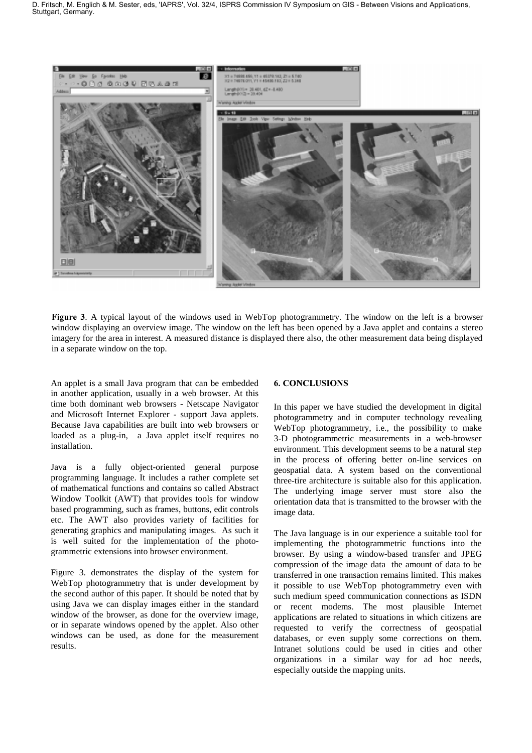**Figure 3**. A typical layout of the windows used in WebTop photogrammetry. The window on the left is a browser window displaying an overview image. The window on the left has been opened by a Java applet and contains a stereo imagery for the area in interest. A measured distance is displayed there also, the other measurement data being displayed in a separate window on the top.

An applet is a small Java program that can be embedded in another application, usually in a web browser. At this time both dominant web browsers - Netscape Navigator and Microsoft Internet Explorer - support Java applets. Because Java capabilities are built into web browsers or loaded as a plug-in, a Java applet itself requires no installation.

Java is a fully object-oriented general purpose programming language. It includes a rather complete set of mathematical functions and contains so called Abstract Window Toolkit (AWT) that provides tools for window based programming, such as frames, buttons, edit controls etc. The AWT also provides variety of facilities for generating graphics and manipulating images. As such it is well suited for the implementation of the photogrammetric extensions into browser environment.

Figure 3. demonstrates the display of the system for WebTop photogrammetry that is under development by the second author of this paper. It should be noted that by using Java we can display images either in the standard window of the browser, as done for the overview image, or in separate windows opened by the applet. Also other windows can be used, as done for the measurement results.

## 6. CONCLUSIONS

In this paper we have studied the development in digital photogrammetry and in computer technology revealing WebTop photogrammetry, i.e., the possibility to make 3-D photogrammetric measurements in a web-browser environment. This development seems to be a natural step in the process of offering better on-line services on geospatial data. A system based on the conventional three-tire architecture is suitable also for this application. The underlying image server must store also the orientation data that is transmitted to the browser with the image data.

The Java language is in our experience a suitable tool for implementing the photogrammetric functions into the browser. By using a window-based transfer and JPEG compression of the image data the amount of data to be transferred in one transaction remains limited. This makes it possible to use WebTop photogrammetry even with such medium speed communication connections as ISDN or recent modems. The most plausible Internet applications are related to situations in which citizens are requested to verify the correctness of geospatial databases, or even supply some corrections on them. Intranet solutions could be used in cities and other organizations in a similar way for ad hoc needs, especially outside the mapping units.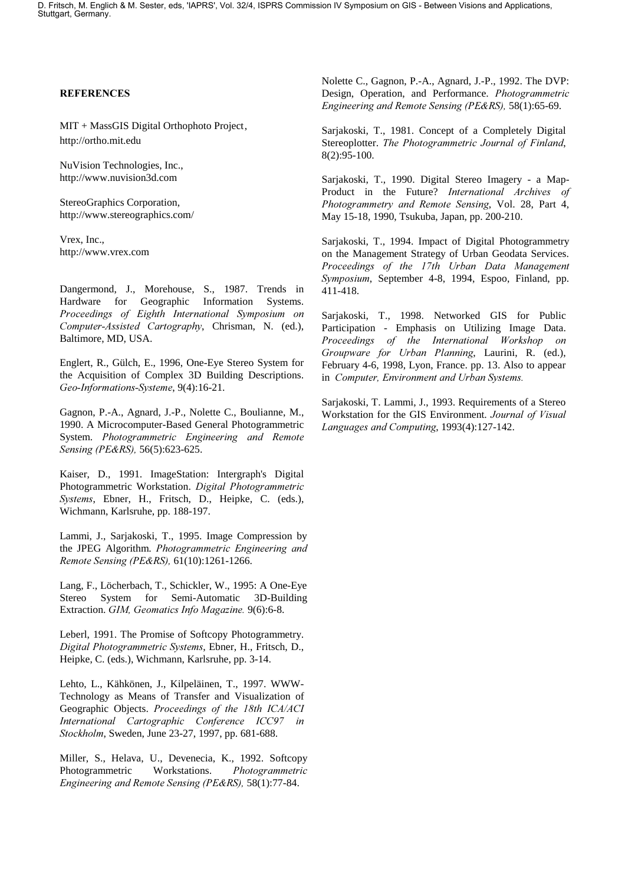### REFERENCES

MIT + MassGIS Digital Orthophoto Project, http://ortho.mit.edu

NuVision Technologies, Inc., http://www.nuvision3d.com

StereoGraphics Corporation, http://www.stereographics.com/

Vrex, Inc., http://www.vrex.com

Dangermond, J., Morehouse, S., 1987. Trends in Hardware for Geographic Information Systems. *Proceedings of Eighth International Symposium on Computer-Assisted Cartography*, Chrisman, N. (ed.), Baltimore, MD, USA.

Englert, R., Gülch, E., 1996, One-Eye Stereo System for the Acquisition of Complex 3D Building Descriptions. *Geo-Informations-Systeme*, 9(4):16-21.

Gagnon, P.-A., Agnard, J.-P., Nolette C., Boulianne, M., 1990. A Microcomputer-Based General Photogrammetric System. *Photogrammetric Engineering and Remote Sensing (PE&RS),* 56(5):623-625.

Kaiser, D., 1991. ImageStation: Intergraph's Digital Photogrammetric Workstation. *Digital Photogrammetric Systems*, Ebner, H., Fritsch, D., Heipke, C. (eds.), Wichmann, Karlsruhe, pp. 188-197.

Lammi, J., Sarjakoski, T., 1995. Image Compression by the JPEG Algorithm. *Photogrammetric Engineering and Remote Sensing (PE&RS),* 61(10):1261-1266.

Lang, F., Löcherbach, T., Schickler, W., 1995: A One-Eye Stereo System for Semi-Automatic 3D-Building Extraction. *GIM, Geomatics Info Magazine.* 9(6):6-8.

Leberl, 1991. The Promise of Softcopy Photogrammetry. *Digital Photogrammetric Systems*, Ebner, H., Fritsch, D., Heipke, C. (eds.), Wichmann, Karlsruhe, pp. 3-14.

Lehto, L., Kähkönen, J., Kilpeläinen, T., 1997. WWW-Technology as Means of Transfer and Visualization of Geographic Objects. *Proceedings of the 18th ICA/ACI International Cartographic Conference ICC97 in Stockholm*, Sweden, June 23-27, 1997, pp. 681-688.

Miller, S., Helava, U., Devenecia, K., 1992. Softcopy Photogrammetric Workstations. *Photogrammetric Engineering and Remote Sensing (PE&RS),* 58(1):77-84.

Nolette C., Gagnon, P.-A., Agnard, J.-P., 1992. The DVP: Design, Operation, and Performance. *Photogrammetric Engineering and Remote Sensing (PE&RS),* 58(1):65-69.

Sarjakoski, T., 1981. Concept of a Completely Digital Stereoplotter. *The Photogrammetric Journal of Finland*, 8(2):95-100.

Sarjakoski, T., 1990. Digital Stereo Imagery - a Map-Product in the Future? *International Archives of Photogrammetry and Remote Sensing*, Vol. 28, Part 4, May 15-18, 1990, Tsukuba, Japan, pp. 200-210.

Sarjakoski, T., 1994. Impact of Digital Photogrammetry on the Management Strategy of Urban Geodata Services. *Proceedings of the 17th Urban Data Management Symposium*, September 4-8, 1994, Espoo, Finland, pp. 411-418.

Sarjakoski, T., 1998. Networked GIS for Public Participation - Emphasis on Utilizing Image Data. *Proceedings of the International Workshop on Groupware for Urban Planning*, Laurini, R. (ed.), February 4-6, 1998, Lyon, France. pp. 13. Also to appear in *Computer, Environment and Urban Systems.*

Sarjakoski, T. Lammi, J., 1993. Requirements of a Stereo Workstation for the GIS Environment. *Journal of Visual Languages and Computing*, 1993(4):127-142.